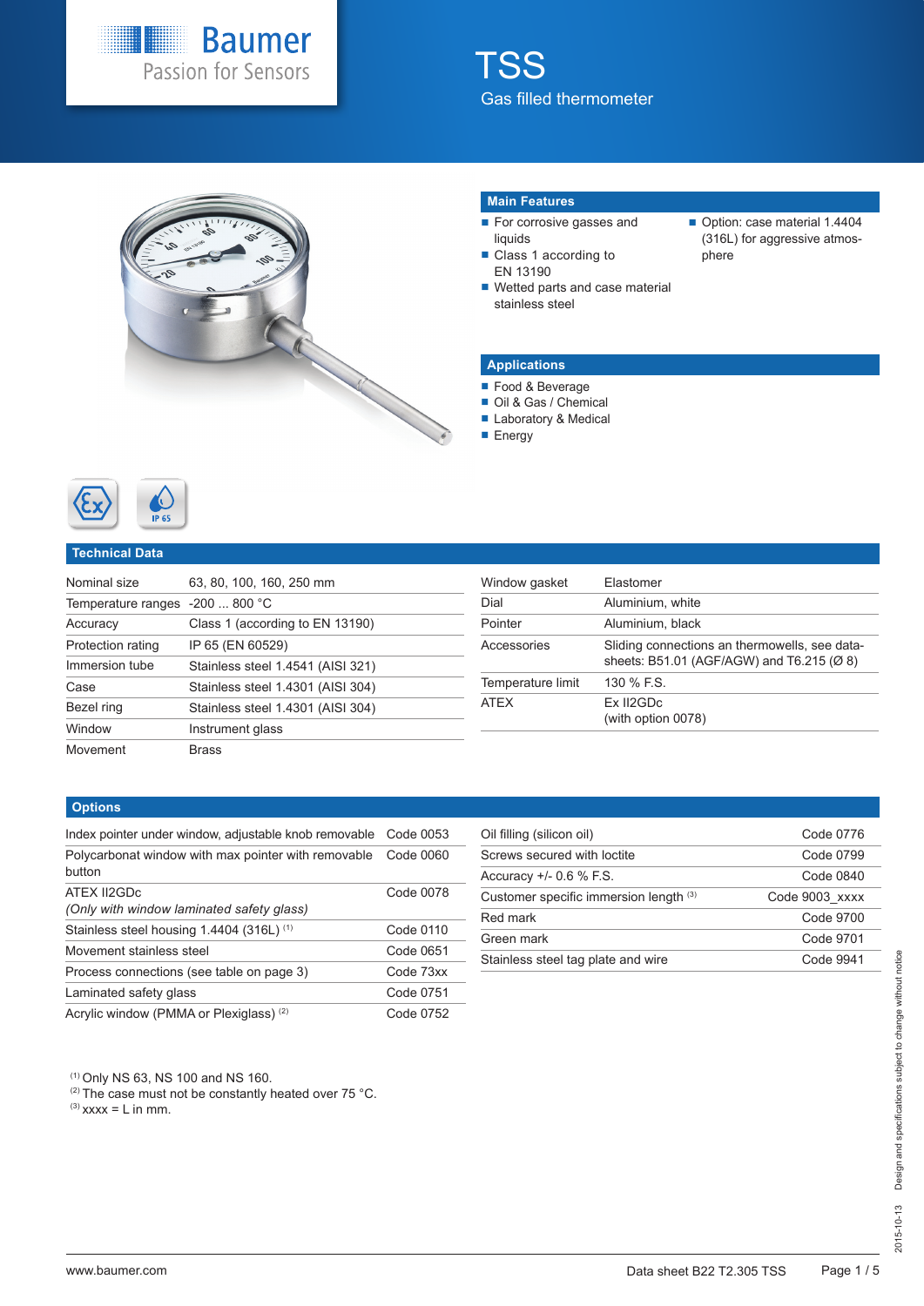# TSS

Gas filled thermometer

## Main Features

- For corrosive gasses and liquids
- Class 1 according to EN 13190
- Wetted parts and case material stainless steel
- Option: case material 1.4404 (316L) for aggressive atmosphere

## Applications

- Food & Beverage
- Oil & Gas / Chemical
- Laboratory & Medical
- Energy

## Technical Data

| | |
|---|---|
| Nominal size | 63, 80, 100, 160, 250 mm |
| Temperature ranges | -200 ... 800 °C |
| Accuracy | Class 1 (according to EN 13190) |
| Protection rating | IP 65 (EN 60529) |
| Immersion tube | Stainless steel 1.4541 (AISI 321) |
| Case | Stainless steel 1.4301 (AISI 304) |
| Bezel ring | Stainless steel 1.4301 (AISI 304) |
| Window | Instrument glass |
| Movement | Brass |
| Window gasket | Elastomer |
| Dial | Aluminium, white |
| Pointer | Aluminium, black |
| Accessories | Sliding connections an thermowells, see datasheets: B51.01 (AGF/AGW) and T6.215 (Ø 8) |
| Temperature limit | 130 % F.S. |
| ATEX | Ex II2GDc (with option 0078) |

## Options

| | |
|---|---|
| Index pointer under window, adjustable knob removable | Code 0053 |
| Polycarbonat window with max pointer with removable button | Code 0060 |
| ATEX II2GDc *(Only with window laminated safety glass)* | Code 0078 |
| Stainless steel housing 1.4404 (316L) [1] | Code 0110 |
| Movement stainless steel | Code 0651 |
| Process connections (see table on page 3) | Code 73xx |
| Laminated safety glass | Code 0751 |
| Acrylic window (PMMA or Plexiglass) [2] | Code 0752 |
| Oil filling (silicon oil) | Code 0776 |
| Screws secured with loctite | Code 0799 |
| Accuracy +/- 0.6 % F.S. | Code 0840 |
| Customer specific immersion length [3] | Code 9003_xxxx |
| Red mark | Code 9700 |
| Green mark | Code 9701 |
| Stainless steel tag plate and wire | Code 9941 |

[1] Only NS 63, NS 100 and NS 160.
[2] The case must not be constantly heated over 75 °C.
[3] xxxx = L in mm.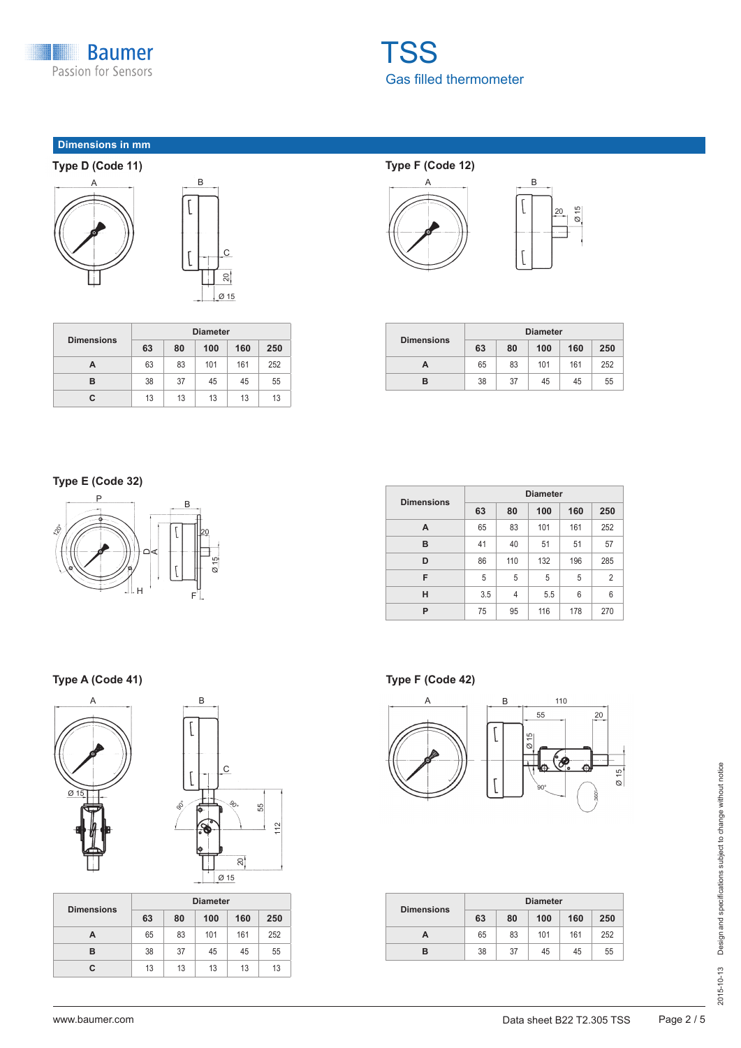## Dimensions in mm

### Type D (Code 11)

| Dimensions | Diameter | | | | |
|---|---|---|---|---|---|
| | 63 | 80 | 100 | 160 | 250 |
| A | 63 | 83 | 101 | 161 | 252 |
| B | 38 | 37 | 45 | 45 | 55 |
| C | 13 | 13 | 13 | 13 | 13 |

### Type F (Code 12)

| Dimensions | Diameter | | | | |
|---|---|---|---|---|---|
| | 63 | 80 | 100 | 160 | 250 |
| A | 65 | 83 | 101 | 161 | 252 |
| B | 38 | 37 | 45 | 45 | 55 |

### Type E (Code 32)

| Dimensions | Diameter | | | | |
|---|---|---|---|---|---|
| | 63 | 80 | 100 | 160 | 250 |
| A | 65 | 83 | 101 | 161 | 252 |
| B | 41 | 40 | 51 | 51 | 57 |
| D | 86 | 110 | 132 | 196 | 285 |
| F | 5 | 5 | 5 | 5 | 2 |
| H | 3.5 | 4 | 5.5 | 6 | 6 |
| P | 75 | 95 | 116 | 178 | 270 |

### Type A (Code 41)

| Dimensions | Diameter | | | | |
|---|---|---|---|---|---|
| | 63 | 80 | 100 | 160 | 250 |
| A | 65 | 83 | 101 | 161 | 252 |
| B | 38 | 37 | 45 | 45 | 55 |
| C | 13 | 13 | 13 | 13 | 13 |

### Type F (Code 42)

| Dimensions | Diameter | | | | |
|---|---|---|---|---|---|
| | 63 | 80 | 100 | 160 | 250 |
| A | 65 | 83 | 101 | 161 | 252 |
| B | 38 | 37 | 45 | 45 | 55 |

2015-10-13 Design and specifications subject to change without notice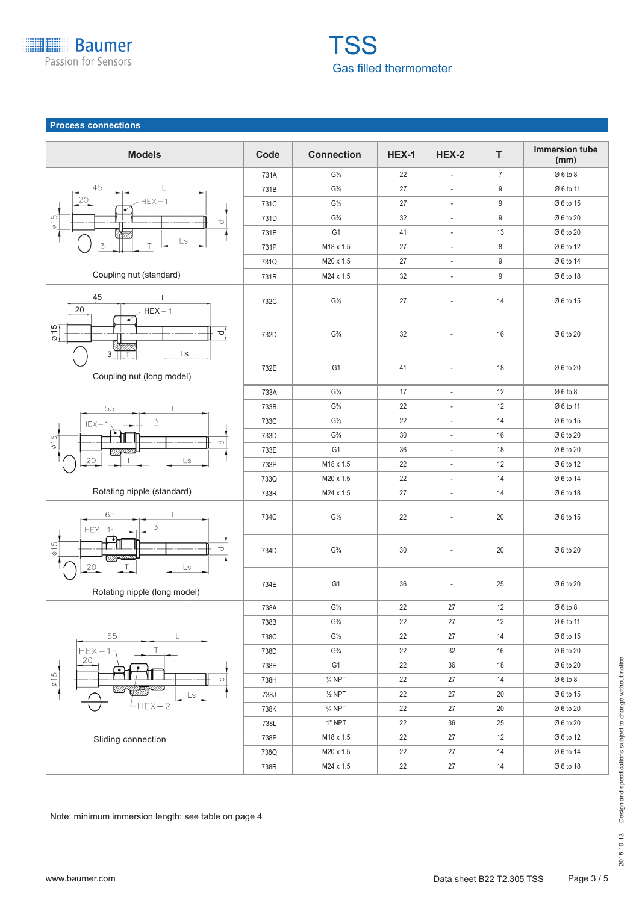# TSS

Gas filled thermometer

## Process connections

| Models | Code | Connection | HEX-1 | HEX-2 | T | Immersion tube (mm) |
|---|---|---|---|---|---|---|
| Coupling nut (standard) | 731A | G¼ | 22 | - | 7 | Ø 6 to 8 |
| | 731B | G⅜ | 27 | - | 9 | Ø 6 to 11 |
| | 731C | G½ | 27 | - | 9 | Ø 6 to 15 |
| | 731D | G¾ | 32 | - | 9 | Ø 6 to 20 |
| | 731E | G1 | 41 | - | 13 | Ø 6 to 20 |
| | 731P | M18 x 1.5 | 27 | - | 8 | Ø 6 to 12 |
| | 731Q | M20 x 1.5 | 27 | - | 9 | Ø 6 to 14 |
| | 731R | M24 x 1.5 | 32 | - | 9 | Ø 6 to 18 |
| Coupling nut (long model) | 732C | G½ | 27 | - | 14 | Ø 6 to 15 |
| | 732D | G¾ | 32 | - | 16 | Ø 6 to 20 |
| | 732E | G1 | 41 | - | 18 | Ø 6 to 20 |
| Rotating nipple (standard) | 733A | G¼ | 17 | - | 12 | Ø 6 to 8 |
| | 733B | G⅜ | 22 | - | 12 | Ø 6 to 11 |
| | 733C | G½ | 22 | - | 14 | Ø 6 to 15 |
| | 733D | G¾ | 30 | - | 16 | Ø 6 to 20 |
| | 733E | G1 | 36 | - | 18 | Ø 6 to 20 |
| | 733P | M18 x 1.5 | 22 | - | 12 | Ø 6 to 12 |
| | 733Q | M20 x 1.5 | 22 | - | 14 | Ø 6 to 14 |
| | 733R | M24 x 1.5 | 27 | - | 14 | Ø 6 to 18 |
| Rotating nipple (long model) | 734C | G½ | 22 | - | 20 | Ø 6 to 15 |
| | 734D | G¾ | 30 | - | 20 | Ø 6 to 20 |
| | 734E | G1 | 36 | - | 25 | Ø 6 to 20 |
| Sliding connection | 738A | G¼ | 22 | 27 | 12 | Ø 6 to 8 |
| | 738B | G⅜ | 22 | 27 | 12 | Ø 6 to 11 |
| | 738C | G½ | 22 | 27 | 14 | Ø 6 to 15 |
| | 738D | G¾ | 22 | 32 | 16 | Ø 6 to 20 |
| | 738E | G1 | 22 | 36 | 18 | Ø 6 to 20 |
| | 738H | ¼ NPT | 22 | 27 | 14 | Ø 6 to 8 |
| | 738J | ½ NPT | 22 | 27 | 20 | Ø 6 to 15 |
| | 738K | ¾ NPT | 22 | 27 | 20 | Ø 6 to 20 |
| | 738L | 1" NPT | 22 | 36 | 25 | Ø 6 to 20 |
| | 738P | M18 x 1.5 | 22 | 27 | 12 | Ø 6 to 12 |
| | 738Q | M20 x 1.5 | 22 | 27 | 14 | Ø 6 to 14 |
| | 738R | M24 x 1.5 | 22 | 27 | 14 | Ø 6 to 18 |

Note: minimum immersion length: see table on page 4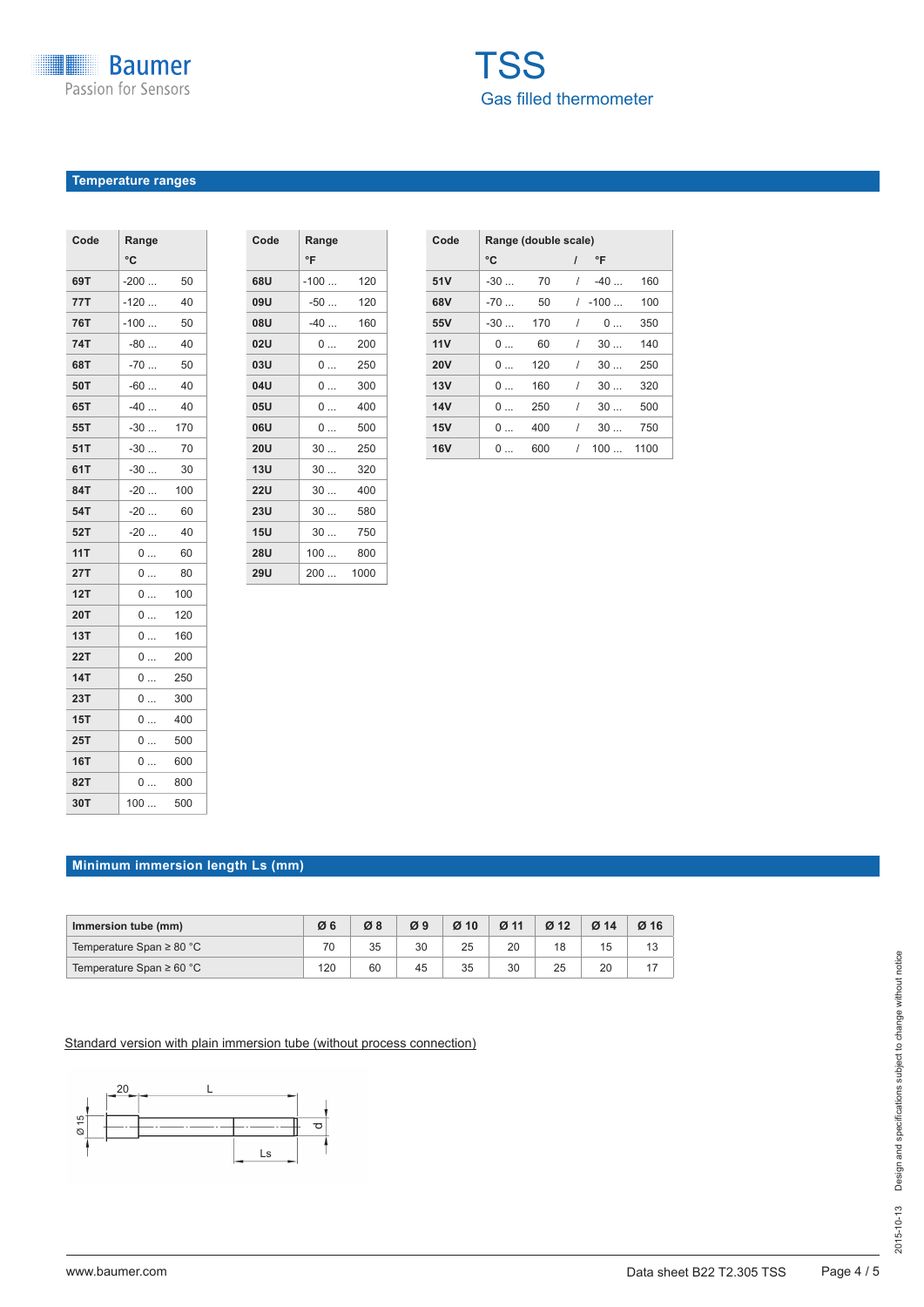# TSS

Gas filled thermometer

## Temperature ranges

| Code | Range °C |
|---|---|
| 69T | -200 ... 50 |
| 77T | -120 ... 40 |
| 76T | -100 ... 50 |
| 74T | -80 ... 40 |
| 68T | -70 ... 50 |
| 50T | -60 ... 40 |
| 65T | -40 ... 40 |
| 55T | -30 ... 170 |
| 51T | -30 ... 70 |
| 61T | -30 ... 30 |
| 84T | -20 ... 100 |
| 54T | -20 ... 60 |
| 52T | -20 ... 40 |
| 11T | 0 ... 60 |
| 27T | 0 ... 80 |
| 12T | 0 ... 100 |
| 20T | 0 ... 120 |
| 13T | 0 ... 160 |
| 22T | 0 ... 200 |
| 14T | 0 ... 250 |
| 23T | 0 ... 300 |
| 15T | 0 ... 400 |
| 25T | 0 ... 500 |
| 16T | 0 ... 600 |
| 82T | 0 ... 800 |
| 30T | 100 ... 500 |

| Code | Range °F |
|---|---|
| 68U | -100 ... 120 |
| 09U | -50 ... 120 |
| 08U | -40 ... 160 |
| 02U | 0 ... 200 |
| 03U | 0 ... 250 |
| 04U | 0 ... 300 |
| 05U | 0 ... 400 |
| 06U | 0 ... 500 |
| 20U | 30 ... 250 |
| 13U | 30 ... 320 |
| 22U | 30 ... 400 |
| 23U | 30 ... 580 |
| 15U | 30 ... 750 |
| 28U | 100 ... 800 |
| 29U | 200 ... 1000 |

| Code | Range (double scale) °C / °F |
|---|---|
| 51V | -30 ... 70 / -40 ... 160 |
| 68V | -70 ... 50 / -100 ... 100 |
| 55V | -30 ... 170 / 0 ... 350 |
| 11V | 0 ... 60 / 30 ... 140 |
| 20V | 0 ... 120 / 30 ... 250 |
| 13V | 0 ... 160 / 30 ... 320 |
| 14V | 0 ... 250 / 30 ... 500 |
| 15V | 0 ... 400 / 30 ... 750 |
| 16V | 0 ... 600 / 100 ... 1100 |

## Minimum immersion length Ls (mm)

| Immersion tube (mm) | Ø 6 | Ø 8 | Ø 9 | Ø 10 | Ø 11 | Ø 12 | Ø 14 | Ø 16 |
|---|---|---|---|---|---|---|---|---|
| Temperature Span ≥ 80 °C | 70 | 35 | 30 | 25 | 20 | 18 | 15 | 13 |
| Temperature Span ≥ 60 °C | 120 | 60 | 45 | 35 | 30 | 25 | 20 | 17 |

Standard version with plain immersion tube (without process connection)

20 L Ø 15 d Ls

Design and specifications subject to change without notice

2015-10-13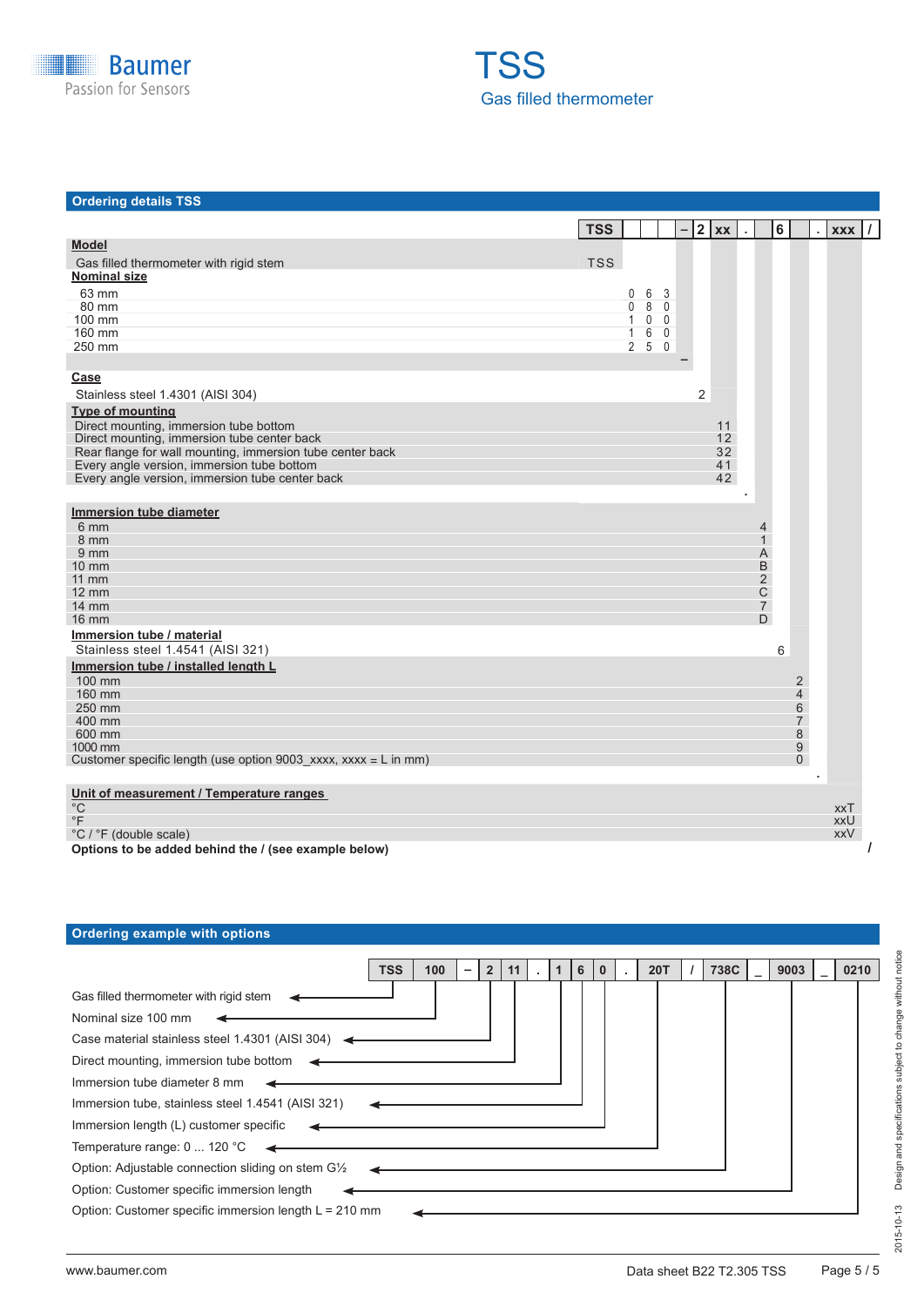# TSS

Gas filled thermometer

## Ordering details TSS

| TSS | | | | – | 2 | xx | . | | 6 | | . | xxx | / |
|---|---|---|---|---|---|---|---|---|---|---|---|---|---|

**Model**

| | |
|---|---|
| Gas filled thermometer with rigid stem | TSS |

**Nominal size**

| | |
|---|---|
| 63 mm | 0 6 3 |
| 80 mm | 0 8 0 |
| 100 mm | 1 0 0 |
| 160 mm | 1 6 0 |
| 250 mm | 2 5 0 |
| | – |

**Case**

| | |
|---|---|
| Stainless steel 1.4301 (AISI 304) | 2 |

**Type of mounting**

| | |
|---|---|
| Direct mounting, immersion tube bottom | 11 |
| Direct mounting, immersion tube center back | 12 |
| Rear flange for wall mounting, immersion tube center back | 32 |
| Every angle version, immersion tube bottom | 41 |
| Every angle version, immersion tube center back | 42 |
| | . |

**Immersion tube diameter**

| | |
|---|---|
| 6 mm | 4 |
| 8 mm | 1 |
| 9 mm | A |
| 10 mm | B |
| 11 mm | 2 |
| 12 mm | C |
| 14 mm | 7 |
| 16 mm | D |

**Immersion tube / material**

| | |
|---|---|
| Stainless steel 1.4541 (AISI 321) | 6 |

**Immersion tube / installed length L**

| | |
|---|---|
| 100 mm | 2 |
| 160 mm | 4 |
| 250 mm | 6 |
| 400 mm | 7 |
| 600 mm | 8 |
| 1000 mm | 9 |
| Customer specific length (use option 9003_xxxx, xxxx = L in mm) | 0 |
| | . |

**Unit of measurement / Temperature ranges**

| | |
|---|---|
| °C | xxT |
| °F | xxU |
| °C / °F (double scale) | xxV |

**Options to be added behind the / (see example below)** /

## Ordering example with options

| TSS | 100 | – | 2 | 11 | . | 1 | 6 | 0 | . | 20T | / | 738C | _ | 9003 | _ | 0210 |
|---|---|---|---|---|---|---|---|---|---|---|---|---|---|---|---|---|

- Gas filled thermometer with rigid stem
- Nominal size 100 mm
- Case material stainless steel 1.4301 (AISI 304)
- Direct mounting, immersion tube bottom
- Immersion tube diameter 8 mm
- Immersion tube, stainless steel 1.4541 (AISI 321)
- Immersion length (L) customer specific
- Temperature range: 0 ... 120 °C
- Option: Adjustable connection sliding on stem G½
- Option: Customer specific immersion length
- Option: Customer specific immersion length L = 210 mm